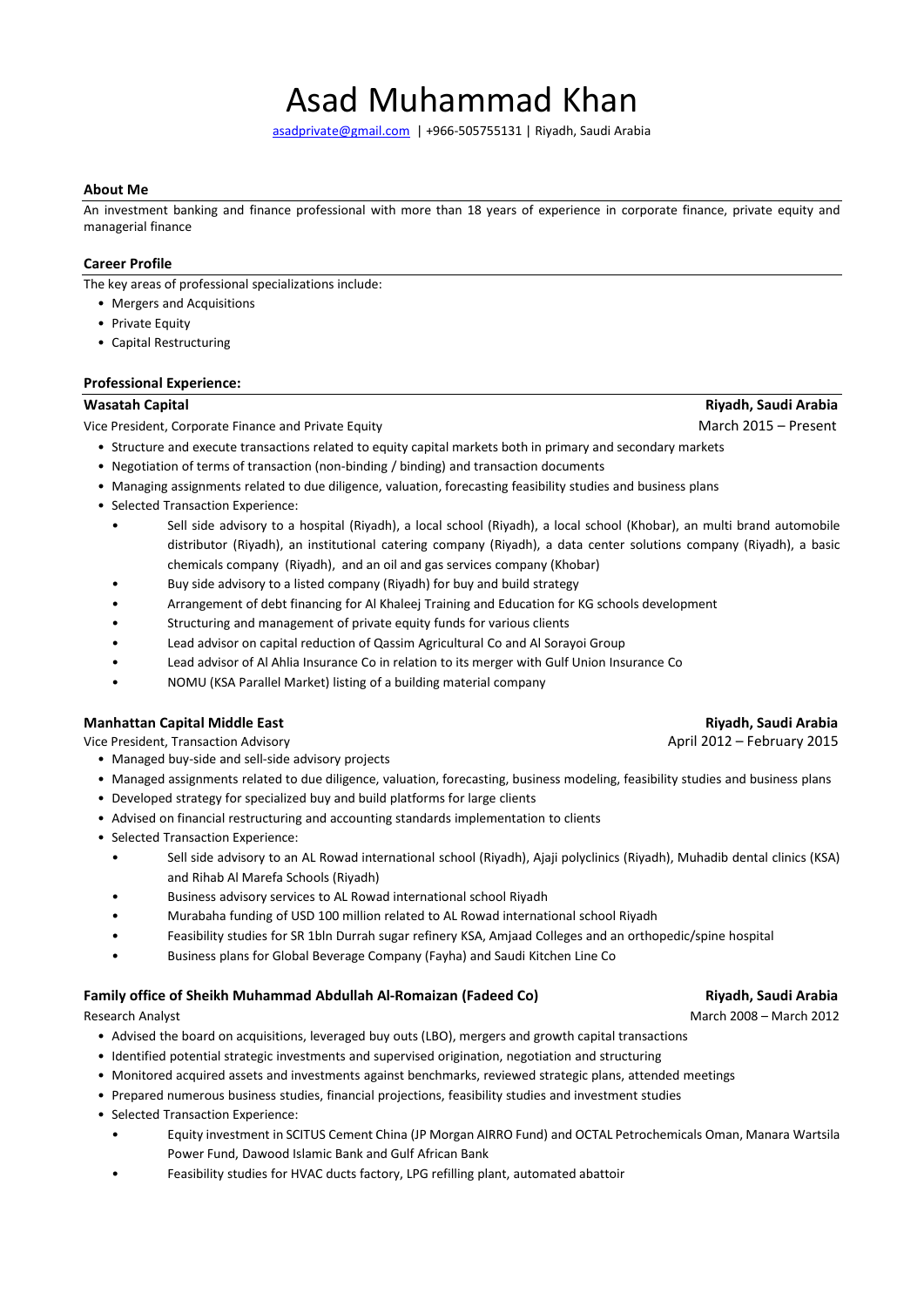# Asad Muhammad Khan

asadprivate@gmail.com | +966-505755131 | Riyadh, Saudi Arabia

## About Me

An investment banking and finance professional with more than 18 years of experience in corporate finance, private equity and managerial finance

## Career Profile

The key areas of professional specializations include:

- Mergers and Acquisitions
- Private Equity
- Capital Restructuring

## Professional Experience:

**Wasatah Capital** — **Riyadh, Saudi Arabia**

Vice President, Corporate Finance and Private Equity — March 2015 – Present

- Structure and execute transactions related to equity capital markets both in primary and secondary markets
- Negotiation of terms of transaction (non-binding / binding) and transaction documents
- Managing assignments related to due diligence, valuation, forecasting feasibility studies and business plans
- Selected Transaction Experience:
  - Sell side advisory to a hospital (Riyadh), a local school (Riyadh), a local school (Khobar), an multi brand automobile distributor (Riyadh), an institutional catering company (Riyadh), a data center solutions company (Riyadh), a basic chemicals company (Riyadh), and an oil and gas services company (Khobar)
  - Buy side advisory to a listed company (Riyadh) for buy and build strategy
  - Arrangement of debt financing for Al Khaleej Training and Education for KG schools development
  - Structuring and management of private equity funds for various clients
  - Lead advisor on capital reduction of Qassim Agricultural Co and Al Sorayoi Group
  - Lead advisor of Al Ahlia Insurance Co in relation to its merger with Gulf Union Insurance Co
  - NOMU (KSA Parallel Market) listing of a building material company

**Manhattan Capital Middle East** — **Riyadh, Saudi Arabia**

Vice President, Transaction Advisory — April 2012 – February 2015

- Managed buy-side and sell-side advisory projects
- Managed assignments related to due diligence, valuation, forecasting, business modeling, feasibility studies and business plans
- Developed strategy for specialized buy and build platforms for large clients
- Advised on financial restructuring and accounting standards implementation to clients
- Selected Transaction Experience:
  - Sell side advisory to an AL Rowad international school (Riyadh), Ajaji polyclinics (Riyadh), Muhadib dental clinics (KSA) and Rihab Al Marefa Schools (Riyadh)
  - Business advisory services to AL Rowad international school Riyadh
  - Murabaha funding of USD 100 million related to AL Rowad international school Riyadh
  - Feasibility studies for SR 1bln Durrah sugar refinery KSA, Amjaad Colleges and an orthopedic/spine hospital
  - Business plans for Global Beverage Company (Fayha) and Saudi Kitchen Line Co

**Family office of Sheikh Muhammad Abdullah Al-Romaizan (Fadeed Co)** — **Riyadh, Saudi Arabia**

Research Analyst — March 2008 – March 2012

- Advised the board on acquisitions, leveraged buy outs (LBO), mergers and growth capital transactions
- Identified potential strategic investments and supervised origination, negotiation and structuring
- Monitored acquired assets and investments against benchmarks, reviewed strategic plans, attended meetings
- Prepared numerous business studies, financial projections, feasibility studies and investment studies
- Selected Transaction Experience:
  - Equity investment in SCITUS Cement China (JP Morgan AIRRO Fund) and OCTAL Petrochemicals Oman, Manara Wartsila Power Fund, Dawood Islamic Bank and Gulf African Bank
  - Feasibility studies for HVAC ducts factory, LPG refilling plant, automated abattoir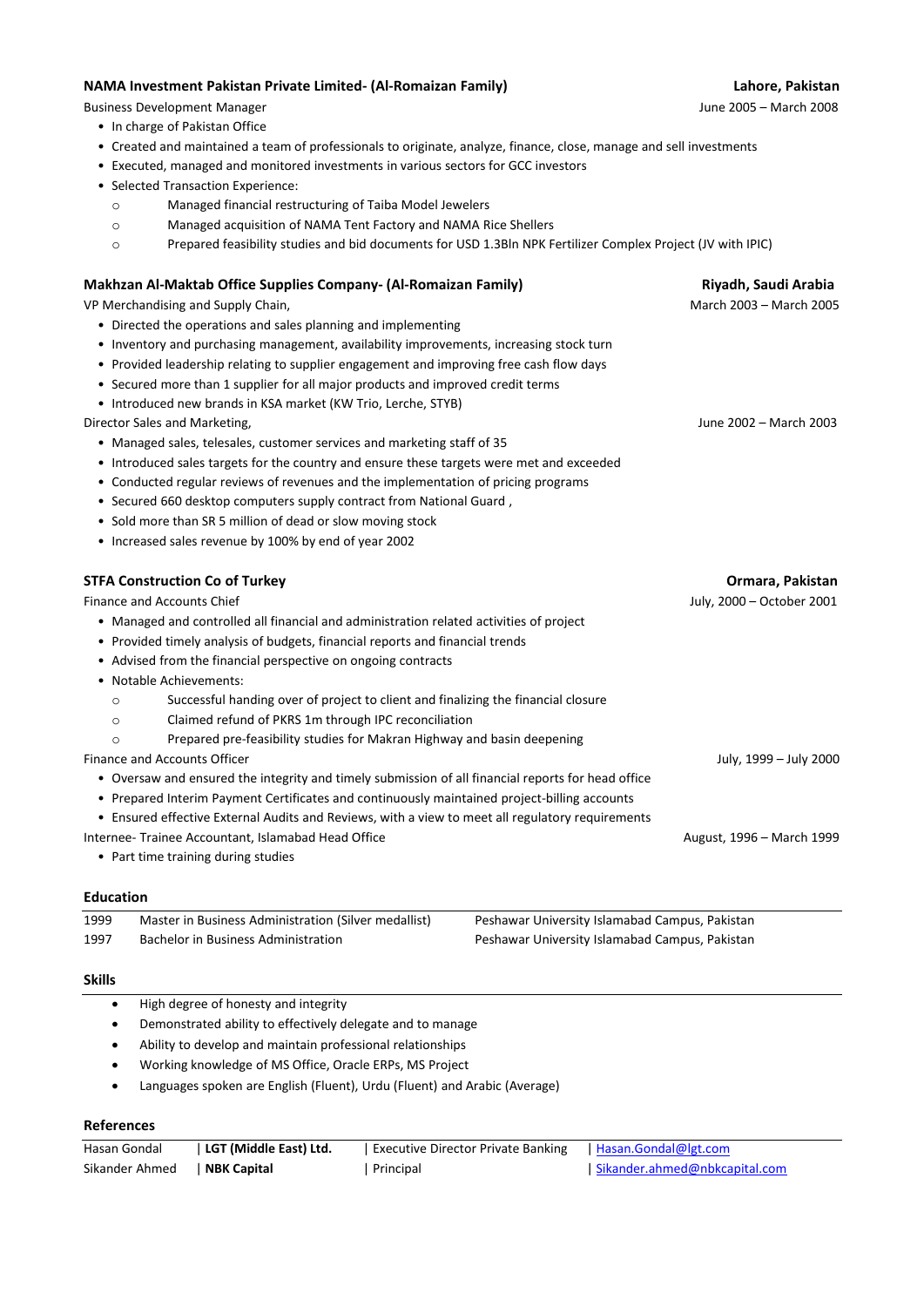**NAMA Investment Pakistan Private Limited- (Al-Romaizan Family)** **Lahore, Pakistan**

Business Development Manager June 2005 – March 2008

- In charge of Pakistan Office
- Created and maintained a team of professionals to originate, analyze, finance, close, manage and sell investments
- Executed, managed and monitored investments in various sectors for GCC investors
- Selected Transaction Experience:
  - Managed financial restructuring of Taiba Model Jewelers
  - Managed acquisition of NAMA Tent Factory and NAMA Rice Shellers
  - Prepared feasibility studies and bid documents for USD 1.3Bln NPK Fertilizer Complex Project (JV with IPIC)

**Makhzan Al-Maktab Office Supplies Company- (Al-Romaizan Family)** **Riyadh, Saudi Arabia**

VP Merchandising and Supply Chain, March 2003 – March 2005

- Directed the operations and sales planning and implementing
- Inventory and purchasing management, availability improvements, increasing stock turn
- Provided leadership relating to supplier engagement and improving free cash flow days
- Secured more than 1 supplier for all major products and improved credit terms
- Introduced new brands in KSA market (KW Trio, Lerche, STYB)

Director Sales and Marketing, June 2002 – March 2003

- Managed sales, telesales, customer services and marketing staff of 35
- Introduced sales targets for the country and ensure these targets were met and exceeded
- Conducted regular reviews of revenues and the implementation of pricing programs
- Secured 660 desktop computers supply contract from National Guard ,
- Sold more than SR 5 million of dead or slow moving stock
- Increased sales revenue by 100% by end of year 2002

**STFA Construction Co of Turkey** **Ormara, Pakistan**

Finance and Accounts Chief July, 2000 – October 2001

- Managed and controlled all financial and administration related activities of project
- Provided timely analysis of budgets, financial reports and financial trends
- Advised from the financial perspective on ongoing contracts
- Notable Achievements:
  - Successful handing over of project to client and finalizing the financial closure
  - Claimed refund of PKRS 1m through IPC reconciliation
  - Prepared pre-feasibility studies for Makran Highway and basin deepening

Finance and Accounts Officer July, 1999 – July 2000

- Oversaw and ensured the integrity and timely submission of all financial reports for head office
- Prepared Interim Payment Certificates and continuously maintained project-billing accounts
- Ensured effective External Audits and Reviews, with a view to meet all regulatory requirements

Internee- Trainee Accountant, Islamabad Head Office August, 1996 – March 1999

- Part time training during studies

## Education

| | | |
|---|---|---|
| 1999 | Master in Business Administration (Silver medallist) | Peshawar University Islamabad Campus, Pakistan |
| 1997 | Bachelor in Business Administration | Peshawar University Islamabad Campus, Pakistan |

## Skills

- High degree of honesty and integrity
- Demonstrated ability to effectively delegate and to manage
- Ability to develop and maintain professional relationships
- Working knowledge of MS Office, Oracle ERPs, MS Project
- Languages spoken are English (Fluent), Urdu (Fluent) and Arabic (Average)

## References

| | | | |
|---|---|---|---|
| Hasan Gondal | **LGT (Middle East) Ltd.** | Executive Director Private Banking | Hasan.Gondal@lgt.com |
| Sikander Ahmed | **NBK Capital** | Principal | Sikander.ahmed@nbkcapital.com |